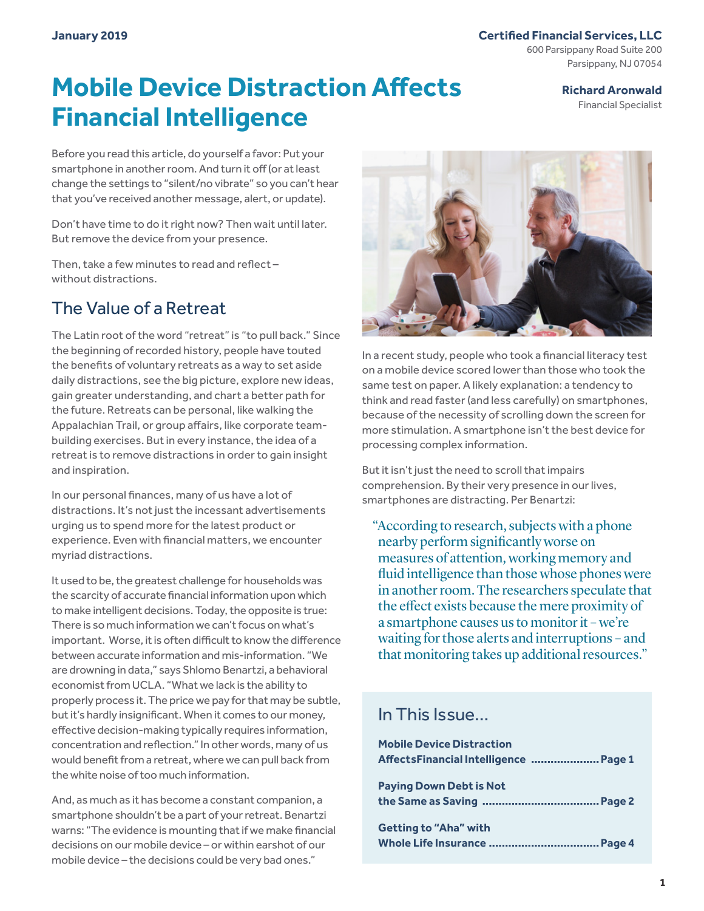January 2019

**Certified Financial Services, LLC**
600 Parsippany Road Suite 200
Parsippany, NJ 07054

**Richard Aronwald**
Financial Specialist

# Mobile Device Distraction Affects Financial Intelligence

Before you read this article, do yourself a favor: Put your smartphone in another room. And turn it off (or at least change the settings to "silent/no vibrate" so you can't hear that you've received another message, alert, or update).

Don't have time to do it right now? Then wait until later. But remove the device from your presence.

Then, take a few minutes to read and reflect – without distractions.

## The Value of a Retreat

The Latin root of the word "retreat" is "to pull back." Since the beginning of recorded history, people have touted the benefits of voluntary retreats as a way to set aside daily distractions, see the big picture, explore new ideas, gain greater understanding, and chart a better path for the future. Retreats can be personal, like walking the Appalachian Trail, or group affairs, like corporate team-building exercises. But in every instance, the idea of a retreat is to remove distractions in order to gain insight and inspiration.

In our personal finances, many of us have a lot of distractions. It's not just the incessant advertisements urging us to spend more for the latest product or experience. Even with financial matters, we encounter myriad distractions.

It used to be, the greatest challenge for households was the scarcity of accurate financial information upon which to make intelligent decisions. Today, the opposite is true: There is so much information we can't focus on what's important. Worse, it is often difficult to know the difference between accurate information and mis-information. "We are drowning in data," says Shlomo Benartzi, a behavioral economist from UCLA. "What we lack is the ability to properly process it. The price we pay for that may be subtle, but it's hardly insignificant. When it comes to our money, effective decision-making typically requires information, concentration and reflection." In other words, many of us would benefit from a retreat, where we can pull back from the white noise of too much information.

And, as much as it has become a constant companion, a smartphone shouldn't be a part of your retreat. Benartzi warns: "The evidence is mounting that if we make financial decisions on our mobile device – or within earshot of our mobile device – the decisions could be very bad ones."

In a recent study, people who took a financial literacy test on a mobile device scored lower than those who took the same test on paper. A likely explanation: a tendency to think and read faster (and less carefully) on smartphones, because of the necessity of scrolling down the screen for more stimulation. A smartphone isn't the best device for processing complex information.

But it isn't just the need to scroll that impairs comprehension. By their very presence in our lives, smartphones are distracting. Per Benartzi:

> "According to research, subjects with a phone nearby perform significantly worse on measures of attention, working memory and fluid intelligence than those whose phones were in another room. The researchers speculate that the effect exists because the mere proximity of a smartphone causes us to monitor it – we're waiting for those alerts and interruptions – and that monitoring takes up additional resources."

## In This Issue...

**Mobile Device Distraction AffectsFinancial Intelligence** ..................... **Page 1**

**Paying Down Debt is Not the Same as Saving** .................................... **Page 2**

**Getting to "Aha" with Whole Life Insurance** .................................. **Page 4**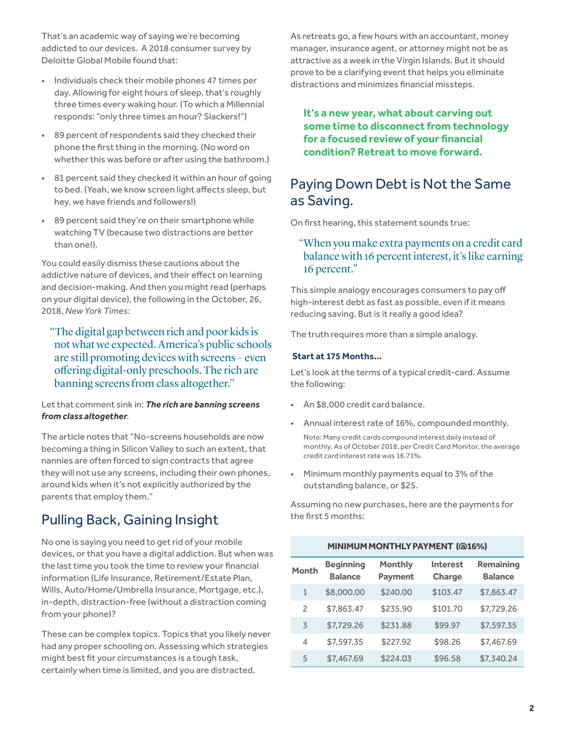That's an academic way of saying we're becoming addicted to our devices. A 2018 consumer survey by Deloitte Global Mobile found that:

- Individuals check their mobile phones 47 times per day. Allowing for eight hours of sleep, that's roughly three times every waking hour. (To which a Millennial responds: "only three times an hour? Slackers!")
- 89 percent of respondents said they checked their phone the first thing in the morning. (No word on whether this was before or after using the bathroom.)
- 81 percent said they checked it within an hour of going to bed. (Yeah, we know screen light affects sleep, but hey, we have friends and followers!)
- 89 percent said they're on their smartphone while watching TV (because two distractions are better than one!).

You could easily dismiss these cautions about the addictive nature of devices, and their effect on learning and decision-making. And then you might read (perhaps on your digital device), the following in the October, 26, 2018, *New York Times*:

> "The digital gap between rich and poor kids is not what we expected. America's public schools are still promoting devices with screens – even offering digital-only preschools. The rich are banning screens from class altogether."

Let that comment sink in: ***The rich are banning screens from class altogether***.

The article notes that "No-screens households are now becoming a thing in Silicon Valley to such an extent, that nannies are often forced to sign contracts that agree they will not use any screens, including their own phones, around kids when it's not explicitly authorized by the parents that employ them."

## Pulling Back, Gaining Insight

No one is saying you need to get rid of your mobile devices, or that you have a digital addiction. But when was the last time you took the time to review your financial information (Life Insurance, Retirement/Estate Plan, Wills, Auto/Home/Umbrella Insurance, Mortgage, etc.), in-depth, distraction-free (without a distraction coming from your phone)?

These can be complex topics. Topics that you likely never had any proper schooling on. Assessing which strategies might best fit your circumstances is a tough task, certainly when time is limited, and you are distracted.

As retreats go, a few hours with an accountant, money manager, insurance agent, or attorney might not be as attractive as a week in the Virgin Islands. But it should prove to be a clarifying event that helps you eliminate distractions and minimizes financial missteps.

**It's a new year, what about carving out some time to disconnect from technology for a focused review of your financial condition? Retreat to move forward.**

## Paying Down Debt is Not the Same as Saving.

On first hearing, this statement sounds true:

> "When you make extra payments on a credit card balance with 16 percent interest, it's like earning 16 percent."

This simple analogy encourages consumers to pay off high-interest debt as fast as possible, even if it means reducing saving. But is it really a good idea?

The truth requires more than a simple analogy.

**Start at 175 Months…**

Let's look at the terms of a typical credit-card. Assume the following:

- An $8,000 credit card balance.
- Annual interest rate of 16%, compounded monthly.

  Note: Many credit cards compound interest daily instead of monthly. As of October 2018, per Credit Card Monitor, the average credit card interest rate was 16.71%.
- Minimum monthly payments equal to 3% of the outstanding balance, or $25.

Assuming no new purchases, here are the payments for the first 5 months:

| MINIMUM MONTHLY PAYMENT (@16%) | | | | |
|---|---|---|---|---|
| Month | Beginning Balance | Monthly Payment | Interest Charge | Remaining Balance |
| 1 | $8,000.00 | $240.00 | $103.47 | $7,863.47 |
| 2 | $7,863.47 | $235.90 | $101.70 | $7,729.26 |
| 3 | $7,729.26 | $231.88 | $99.97 | $7,597.35 |
| 4 | $7,597.35 | $227.92 | $98.26 | $7,467.69 |
| 5 | $7,467.69 | $224.03 | $96.58 | $7,340.24 |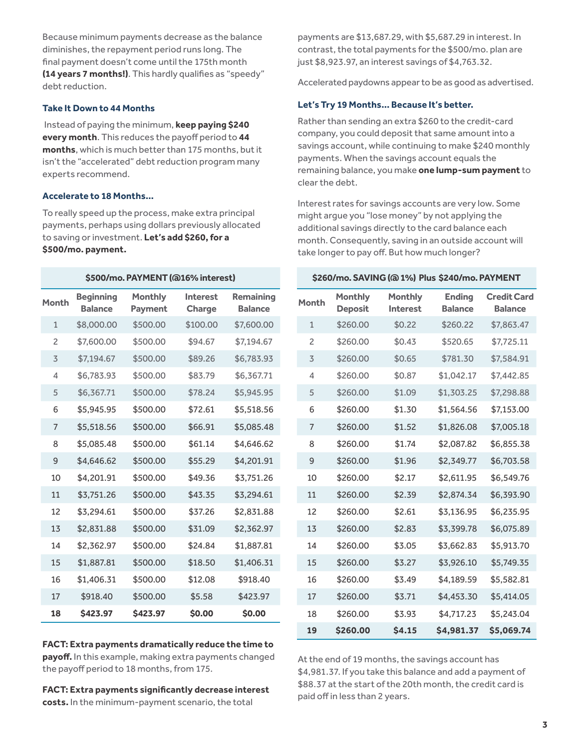Because minimum payments decrease as the balance diminishes, the repayment period runs long. The final payment doesn't come until the 175th month **(14 years 7 months!)**. This hardly qualifies as "speedy" debt reduction.

### Take It Down to 44 Months

Instead of paying the minimum, **keep paying $240 every month**. This reduces the payoff period to **44 months**, which is much better than 175 months, but it isn't the "accelerated" debt reduction program many experts recommend.

### Accelerate to 18 Months...

To really speed up the process, make extra principal payments, perhaps using dollars previously allocated to saving or investment. **Let's add $260, for a $500/mo. payment.**

| $500/mo. PAYMENT (@16% interest) | | | | |
|---|---|---|---|---|
| Month | Beginning Balance | Monthly Payment | Interest Charge | Remaining Balance |
| 1 | $8,000.00 | $500.00 | $100.00 | $7,600.00 |
| 2 | $7,600.00 | $500.00 | $94.67 | $7,194.67 |
| 3 | $7,194.67 | $500.00 | $89.26 | $6,783.93 |
| 4 | $6,783.93 | $500.00 | $83.79 | $6,367.71 |
| 5 | $6,367.71 | $500.00 | $78.24 | $5,945.95 |
| 6 | $5,945.95 | $500.00 | $72.61 | $5,518.56 |
| 7 | $5,518.56 | $500.00 | $66.91 | $5,085.48 |
| 8 | $5,085.48 | $500.00 | $61.14 | $4,646.62 |
| 9 | $4,646.62 | $500.00 | $55.29 | $4,201.91 |
| 10 | $4,201.91 | $500.00 | $49.36 | $3,751.26 |
| 11 | $3,751.26 | $500.00 | $43.35 | $3,294.61 |
| 12 | $3,294.61 | $500.00 | $37.26 | $2,831.88 |
| 13 | $2,831.88 | $500.00 | $31.09 | $2,362.97 |
| 14 | $2,362.97 | $500.00 | $24.84 | $1,887.81 |
| 15 | $1,887.81 | $500.00 | $18.50 | $1,406.31 |
| 16 | $1,406.31 | $500.00 | $12.08 | $918.40 |
| 17 | $918.40 | $500.00 | $5.58 | $423.97 |
| **18** | **$423.97** | **$423.97** | **$0.00** | **$0.00** |

**FACT: Extra payments dramatically reduce the time to payoff.** In this example, making extra payments changed the payoff period to 18 months, from 175.

**FACT: Extra payments significantly decrease interest costs.** In the minimum-payment scenario, the total payments are $13,687.29, with $5,687.29 in interest. In contrast, the total payments for the $500/mo. plan are just $8,923.97, an interest savings of $4,763.32.

Accelerated paydowns appear to be as good as advertised.

### Let's Try 19 Months... Because It's better.

Rather than sending an extra $260 to the credit-card company, you could deposit that same amount into a savings account, while continuing to make $240 monthly payments. When the savings account equals the remaining balance, you make **one lump-sum payment** to clear the debt.

Interest rates for savings accounts are very low. Some might argue you "lose money" by not applying the additional savings directly to the card balance each month. Consequently, saving in an outside account will take longer to pay off. But how much longer?

| $260/mo. SAVING (@ 1%) Plus $240/mo. PAYMENT | | | | |
|---|---|---|---|---|
| Month | Monthly Deposit | Monthly Interest | Ending Balance | Credit Card Balance |
| 1 | $260.00 | $0.22 | $260.22 | $7,863.47 |
| 2 | $260.00 | $0.43 | $520.65 | $7,725.11 |
| 3 | $260.00 | $0.65 | $781.30 | $7,584.91 |
| 4 | $260.00 | $0.87 | $1,042.17 | $7,442.85 |
| 5 | $260.00 | $1.09 | $1,303.25 | $7,298.88 |
| 6 | $260.00 | $1.30 | $1,564.56 | $7,153.00 |
| 7 | $260.00 | $1.52 | $1,826.08 | $7,005.18 |
| 8 | $260.00 | $1.74 | $2,087.82 | $6,855.38 |
| 9 | $260.00 | $1.96 | $2,349.77 | $6,703.58 |
| 10 | $260.00 | $2.17 | $2,611.95 | $6,549.76 |
| 11 | $260.00 | $2.39 | $2,874.34 | $6,393.90 |
| 12 | $260.00 | $2.61 | $3,136.95 | $6,235.95 |
| 13 | $260.00 | $2.83 | $3,399.78 | $6,075.89 |
| 14 | $260.00 | $3.05 | $3,662.83 | $5,913.70 |
| 15 | $260.00 | $3.27 | $3,926.10 | $5,749.35 |
| 16 | $260.00 | $3.49 | $4,189.59 | $5,582.81 |
| 17 | $260.00 | $3.71 | $4,453.30 | $5,414.05 |
| 18 | $260.00 | $3.93 | $4,717.23 | $5,243.04 |
| **19** | **$260.00** | **$4.15** | **$4,981.37** | **$5,069.74** |

At the end of 19 months, the savings account has $4,981.37. If you take this balance and add a payment of $88.37 at the start of the 20th month, the credit card is paid off in less than 2 years.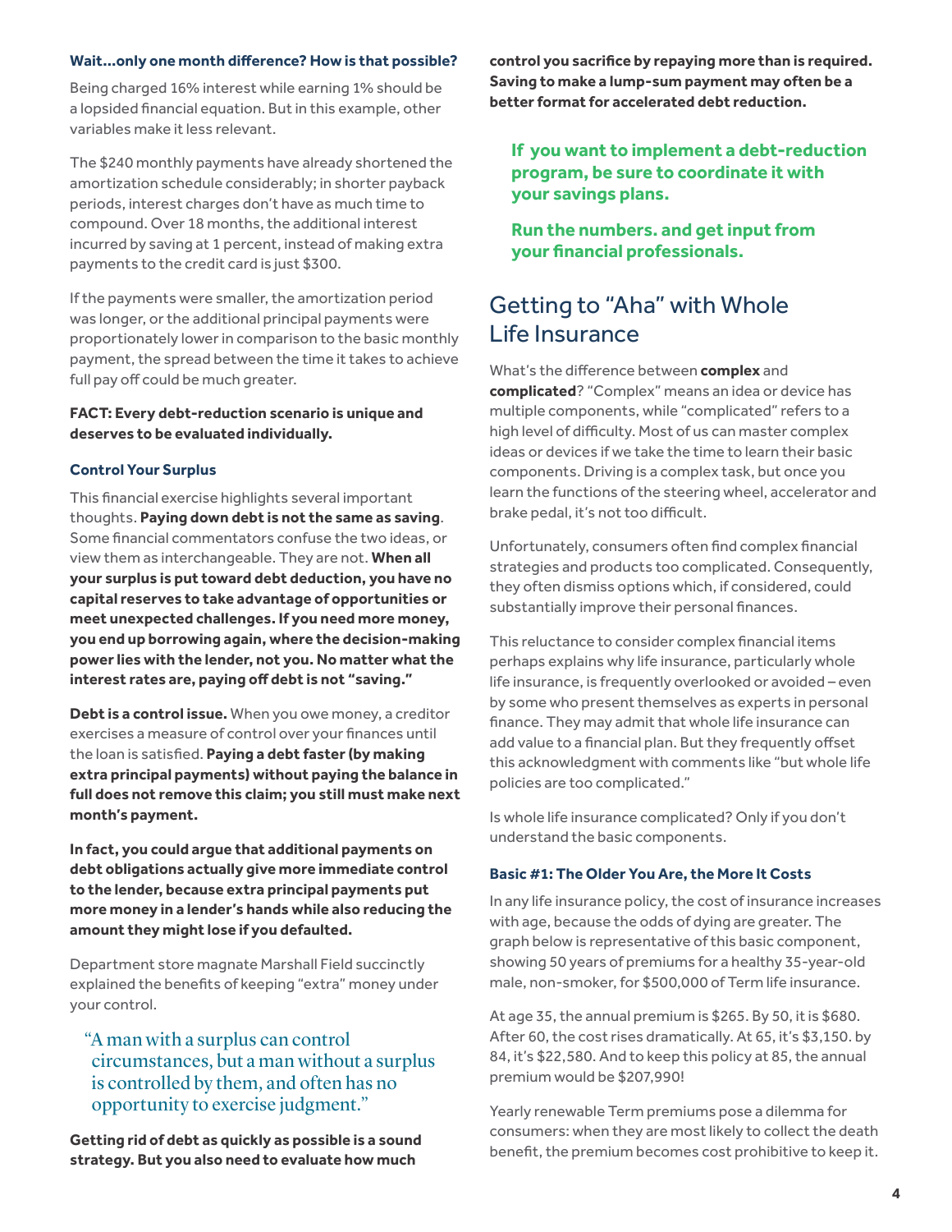#### Wait…only one month difference? How is that possible?

Being charged 16% interest while earning 1% should be a lopsided financial equation. But in this example, other variables make it less relevant.

The $240 monthly payments have already shortened the amortization schedule considerably; in shorter payback periods, interest charges don't have as much time to compound. Over 18 months, the additional interest incurred by saving at 1 percent, instead of making extra payments to the credit card is just $300.

If the payments were smaller, the amortization period was longer, or the additional principal payments were proportionately lower in comparison to the basic monthly payment, the spread between the time it takes to achieve full pay off could be much greater.

**FACT: Every debt-reduction scenario is unique and deserves to be evaluated individually.**

#### Control Your Surplus

This financial exercise highlights several important thoughts. **Paying down debt is not the same as saving**. Some financial commentators confuse the two ideas, or view them as interchangeable. They are not. **When all your surplus is put toward debt deduction, you have no capital reserves to take advantage of opportunities or meet unexpected challenges. If you need more money, you end up borrowing again, where the decision-making power lies with the lender, not you. No matter what the interest rates are, paying off debt is not "saving."**

**Debt is a control issue.** When you owe money, a creditor exercises a measure of control over your finances until the loan is satisfied. **Paying a debt faster (by making extra principal payments) without paying the balance in full does not remove this claim; you still must make next month's payment.**

**In fact, you could argue that additional payments on debt obligations actually give more immediate control to the lender, because extra principal payments put more money in a lender's hands while also reducing the amount they might lose if you defaulted.**

Department store magnate Marshall Field succinctly explained the benefits of keeping "extra" money under your control.

> "A man with a surplus can control circumstances, but a man without a surplus is controlled by them, and often has no opportunity to exercise judgment."

**Getting rid of debt as quickly as possible is a sound strategy. But you also need to evaluate how much control you sacrifice by repaying more than is required. Saving to make a lump-sum payment may often be a better format for accelerated debt reduction.**

**If you want to implement a debt-reduction program, be sure to coordinate it with your savings plans.**

**Run the numbers. and get input from your financial professionals.**

## Getting to "Aha" with Whole Life Insurance

What's the difference between **complex** and **complicated**? "Complex" means an idea or device has multiple components, while "complicated" refers to a high level of difficulty. Most of us can master complex ideas or devices if we take the time to learn their basic components. Driving is a complex task, but once you learn the functions of the steering wheel, accelerator and brake pedal, it's not too difficult.

Unfortunately, consumers often find complex financial strategies and products too complicated. Consequently, they often dismiss options which, if considered, could substantially improve their personal finances.

This reluctance to consider complex financial items perhaps explains why life insurance, particularly whole life insurance, is frequently overlooked or avoided – even by some who present themselves as experts in personal finance. They may admit that whole life insurance can add value to a financial plan. But they frequently offset this acknowledgment with comments like "but whole life policies are too complicated."

Is whole life insurance complicated? Only if you don't understand the basic components.

#### Basic #1: The Older You Are, the More It Costs

In any life insurance policy, the cost of insurance increases with age, because the odds of dying are greater. The graph below is representative of this basic component, showing 50 years of premiums for a healthy 35-year-old male, non-smoker, for $500,000 of Term life insurance.

At age 35, the annual premium is $265. By 50, it is $680. After 60, the cost rises dramatically. At 65, it's $3,150. by 84, it's $22,580. And to keep this policy at 85, the annual premium would be $207,990!

Yearly renewable Term premiums pose a dilemma for consumers: when they are most likely to collect the death benefit, the premium becomes cost prohibitive to keep it.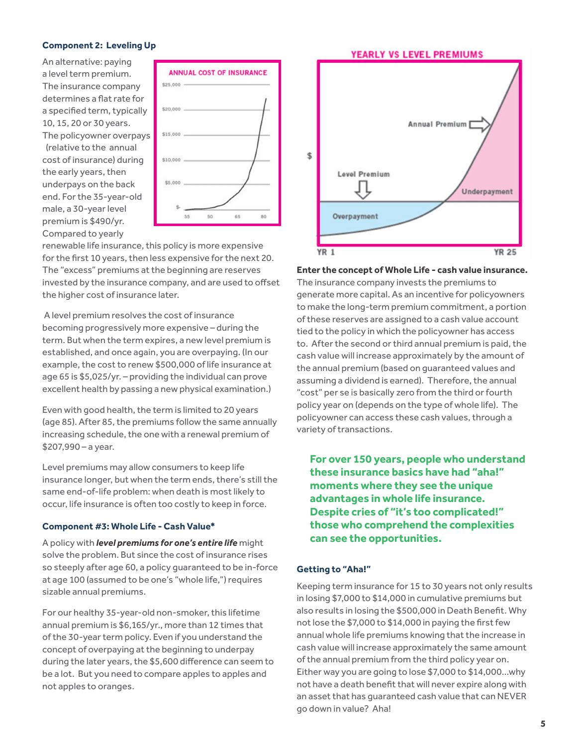### Component 2: Leveling Up

An alternative: paying a level term premium. The insurance company determines a flat rate for a specified term, typically 10, 15, 20 or 30 years. The policyowner overpays (relative to the annual cost of insurance) during the early years, then underpays on the back end. For the 35-year-old male, a 30-year level premium is $490/yr. Compared to yearly renewable life insurance, this policy is more expensive for the first 10 years, then less expensive for the next 20. The "excess" premiums at the beginning are reserves invested by the insurance company, and are used to offset the higher cost of insurance later.

A level premium resolves the cost of insurance becoming progressively more expensive – during the term. But when the term expires, a new level premium is established, and once again, you are overpaying. (In our example, the cost to renew $500,000 of life insurance at age 65 is $5,025/yr. – providing the individual can prove excellent health by passing a new physical examination.)

Even with good health, the term is limited to 20 years (age 85). After 85, the premiums follow the same annually increasing schedule, the one with a renewal premium of $207,990 – a year.

Level premiums may allow consumers to keep life insurance longer, but when the term ends, there's still the same end-of-life problem: when death is most likely to occur, life insurance is often too costly to keep in force.

### Component #3: Whole Life - Cash Value*

A policy with ***level premiums for one's entire life*** might solve the problem. But since the cost of insurance rises so steeply after age 60, a policy guaranteed to be in-force at age 100 (assumed to be one's "whole life,") requires sizable annual premiums.

For our healthy 35-year-old non-smoker, this lifetime annual premium is $6,165/yr., more than 12 times that of the 30-year term policy. Even if you understand the concept of overpaying at the beginning to underpay during the later years, the $5,600 difference can seem to be a lot. But you need to compare apples to apples and not apples to oranges.

**Enter the concept of Whole Life - cash value insurance.**

The insurance company invests the premiums to generate more capital. As an incentive for policyowners to make the long-term premium commitment, a portion of these reserves are assigned to a cash value account tied to the policy in which the policyowner has access to. After the second or third annual premium is paid, the cash value will increase approximately by the amount of the annual premium (based on guaranteed values and assuming a dividend is earned). Therefore, the annual "cost" per se is basically zero from the third or fourth policy year on (depends on the type of whole life). The policyowner can access these cash values, through a variety of transactions.

**For over 150 years, people who understand these insurance basics have had "aha!" moments where they see the unique advantages in whole life insurance. Despite cries of "it's too complicated!" those who comprehend the complexities can see the opportunities.**

### Getting to "Aha!"

Keeping term insurance for 15 to 30 years not only results in losing $7,000 to $14,000 in cumulative premiums but also results in losing the $500,000 in Death Benefit. Why not lose the $7,000 to $14,000 in paying the first few annual whole life premiums knowing that the increase in cash value will increase approximately the same amount of the annual premium from the third policy year on. Either way you are going to lose $7,000 to $14,000...why not have a death benefit that will never expire along with an asset that has guaranteed cash value that can NEVER go down in value? Aha!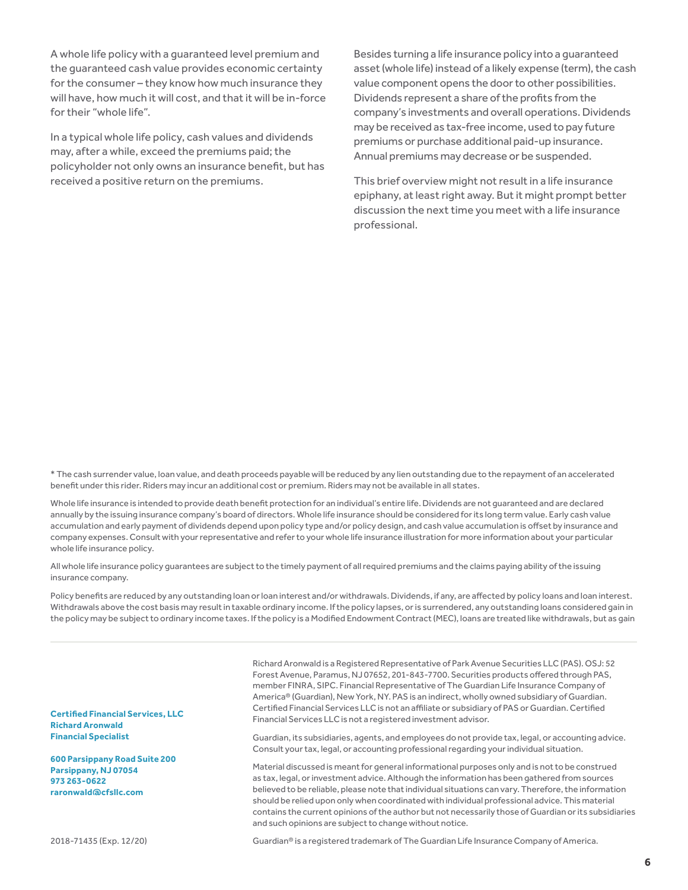A whole life policy with a guaranteed level premium and the guaranteed cash value provides economic certainty for the consumer – they know how much insurance they will have, how much it will cost, and that it will be in-force for their "whole life".

In a typical whole life policy, cash values and dividends may, after a while, exceed the premiums paid; the policyholder not only owns an insurance benefit, but has received a positive return on the premiums.

Besides turning a life insurance policy into a guaranteed asset (whole life) instead of a likely expense (term), the cash value component opens the door to other possibilities. Dividends represent a share of the profits from the company's investments and overall operations. Dividends may be received as tax-free income, used to pay future premiums or purchase additional paid-up insurance. Annual premiums may decrease or be suspended.

This brief overview might not result in a life insurance epiphany, at least right away. But it might prompt better discussion the next time you meet with a life insurance professional.

* The cash surrender value, loan value, and death proceeds payable will be reduced by any lien outstanding due to the repayment of an accelerated benefit under this rider. Riders may incur an additional cost or premium. Riders may not be available in all states.

Whole life insurance is intended to provide death benefit protection for an individual's entire life. Dividends are not guaranteed and are declared annually by the issuing insurance company's board of directors. Whole life insurance should be considered for its long term value. Early cash value accumulation and early payment of dividends depend upon policy type and/or policy design, and cash value accumulation is offset by insurance and company expenses. Consult with your representative and refer to your whole life insurance illustration for more information about your particular whole life insurance policy.

All whole life insurance policy guarantees are subject to the timely payment of all required premiums and the claims paying ability of the issuing insurance company.

Policy benefits are reduced by any outstanding loan or loan interest and/or withdrawals. Dividends, if any, are affected by policy loans and loan interest. Withdrawals above the cost basis may result in taxable ordinary income. If the policy lapses, or is surrendered, any outstanding loans considered gain in the policy may be subject to ordinary income taxes. If the policy is a Modified Endowment Contract (MEC), loans are treated like withdrawals, but as gain

**Certified Financial Services, LLC**
**Richard Aronwald**
**Financial Specialist**

**600 Parsippany Road Suite 200**
**Parsippany, NJ 07054**
**973 263-0622**
**raronwald@cfsllc.com**

Richard Aronwald is a Registered Representative of Park Avenue Securities LLC (PAS). OSJ: 52 Forest Avenue, Paramus, NJ 07652, 201-843-7700. Securities products offered through PAS, member FINRA, SIPC. Financial Representative of The Guardian Life Insurance Company of America® (Guardian), New York, NY. PAS is an indirect, wholly owned subsidiary of Guardian. Certified Financial Services LLC is not an affiliate or subsidiary of PAS or Guardian. Certified Financial Services LLC is not a registered investment advisor.

Guardian, its subsidiaries, agents, and employees do not provide tax, legal, or accounting advice. Consult your tax, legal, or accounting professional regarding your individual situation.

Material discussed is meant for general informational purposes only and is not to be construed as tax, legal, or investment advice. Although the information has been gathered from sources believed to be reliable, please note that individual situations can vary. Therefore, the information should be relied upon only when coordinated with individual professional advice. This material contains the current opinions of the author but not necessarily those of Guardian or its subsidiaries and such opinions are subject to change without notice.

2018-71435 (Exp. 12/20)

Guardian® is a registered trademark of The Guardian Life Insurance Company of America.